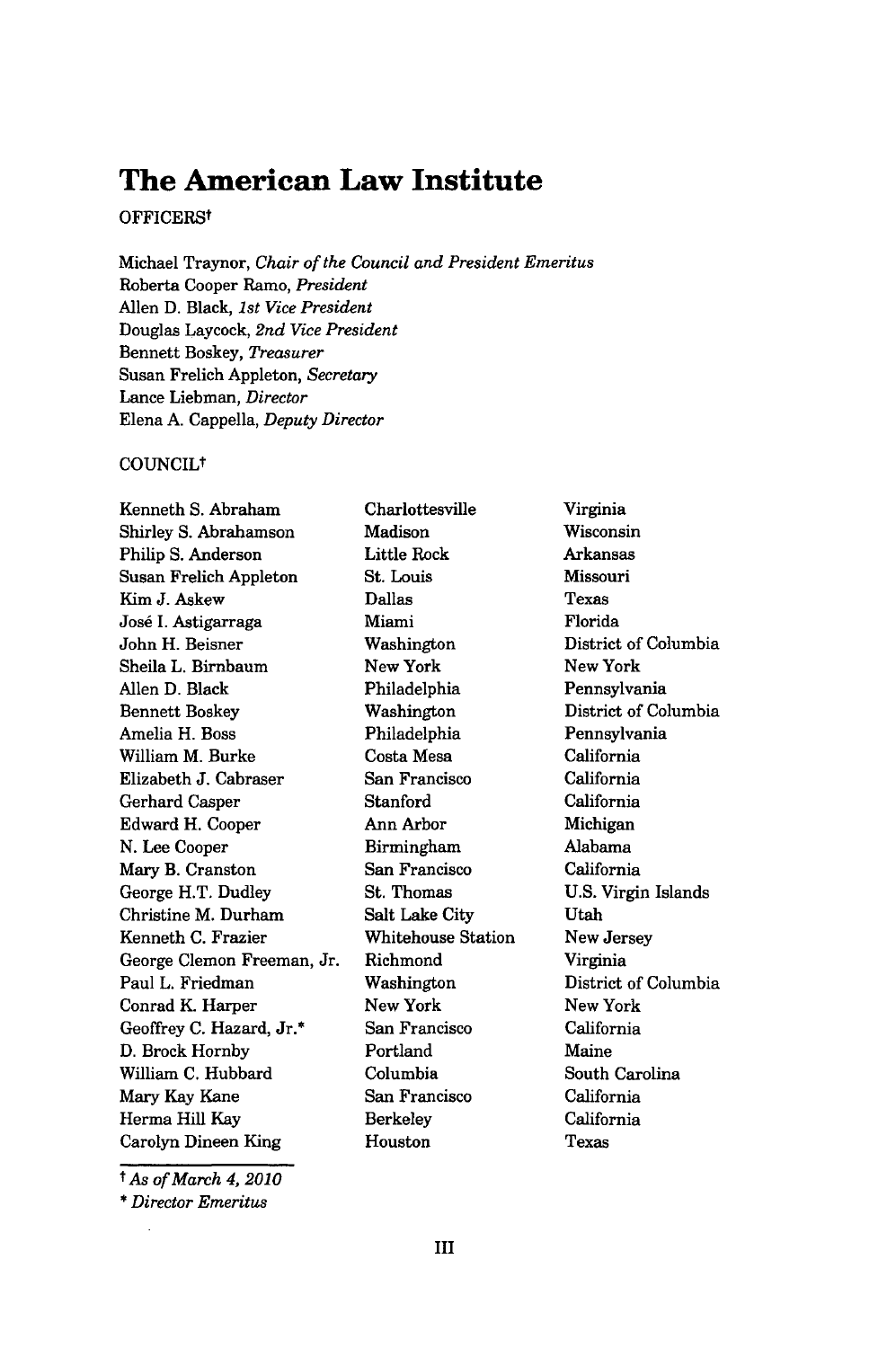# The American Law Institute

OFFICERS†

Michael Traynor, *Chair of the Council and President Emeritus*
Roberta Cooper Ramo, *President*
Allen D. Black, *1st Vice President*
Douglas Laycock, *2nd Vice President*
Bennett Boskey, *Treasurer*
Susan Frelich Appleton, *Secretary*
Lance Liebman, *Director*
Elena A. Cappella, *Deputy Director*

COUNCIL†

| | | |
|---|---|---|
| Kenneth S. Abraham | Charlottesville | Virginia |
| Shirley S. Abrahamson | Madison | Wisconsin |
| Philip S. Anderson | Little Rock | Arkansas |
| Susan Frelich Appleton | St. Louis | Missouri |
| Kim J. Askew | Dallas | Texas |
| José I. Astigarraga | Miami | Florida |
| John H. Beisner | Washington | District of Columbia |
| Sheila L. Birnbaum | New York | New York |
| Allen D. Black | Philadelphia | Pennsylvania |
| Bennett Boskey | Washington | District of Columbia |
| Amelia H. Boss | Philadelphia | Pennsylvania |
| William M. Burke | Costa Mesa | California |
| Elizabeth J. Cabraser | San Francisco | California |
| Gerhard Casper | Stanford | California |
| Edward H. Cooper | Ann Arbor | Michigan |
| N. Lee Cooper | Birmingham | Alabama |
| Mary B. Cranston | San Francisco | California |
| George H.T. Dudley | St. Thomas | U.S. Virgin Islands |
| Christine M. Durham | Salt Lake City | Utah |
| Kenneth C. Frazier | Whitehouse Station | New Jersey |
| George Clemon Freeman, Jr. | Richmond | Virginia |
| Paul L. Friedman | Washington | District of Columbia |
| Conrad K. Harper | New York | New York |
| Geoffrey C. Hazard, Jr.* | San Francisco | California |
| D. Brock Hornby | Portland | Maine |
| William C. Hubbard | Columbia | South Carolina |
| Mary Kay Kane | San Francisco | California |
| Herma Hill Kay | Berkeley | California |
| Carolyn Dineen King | Houston | Texas |

† *As of March 4, 2010*

\* *Director Emeritus*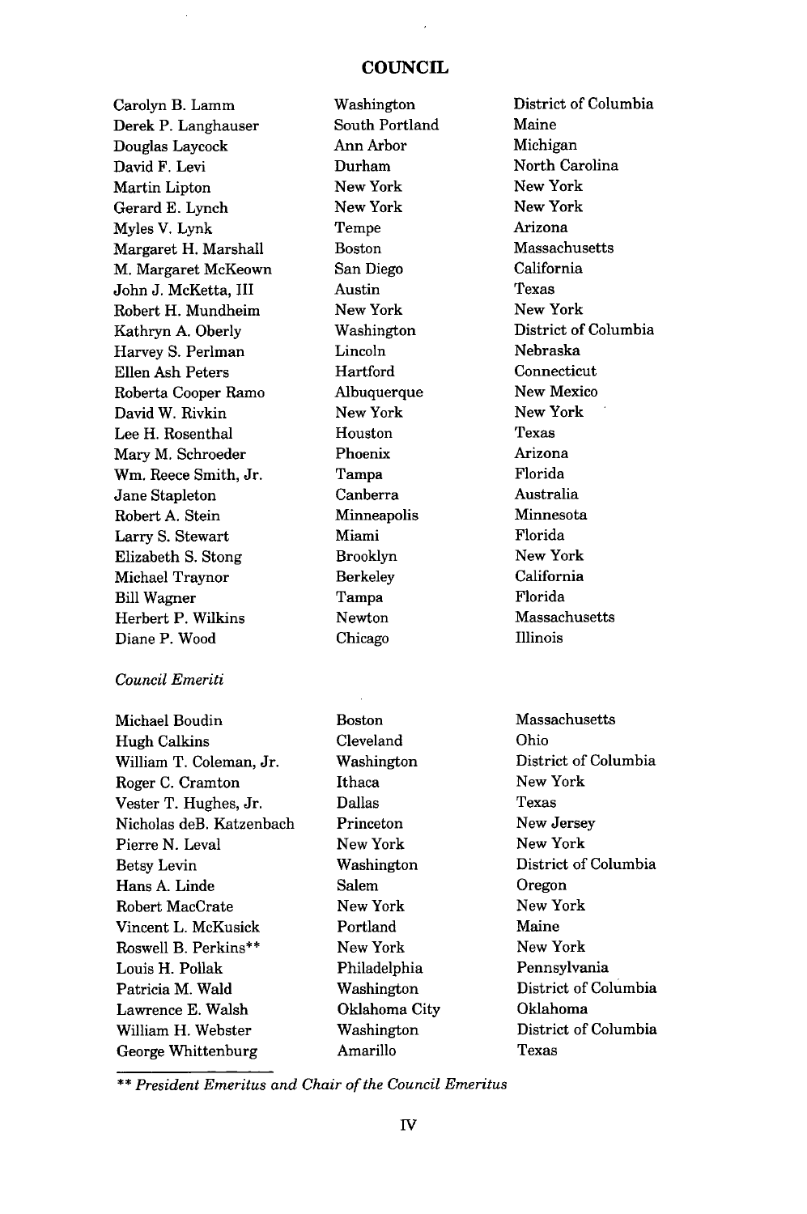## COUNCIL

| | | |
|---|---|---|
| Carolyn B. Lamm | Washington | District of Columbia |
| Derek P. Langhauser | South Portland | Maine |
| Douglas Laycock | Ann Arbor | Michigan |
| David F. Levi | Durham | North Carolina |
| Martin Lipton | New York | New York |
| Gerard E. Lynch | New York | New York |
| Myles V. Lynk | Tempe | Arizona |
| Margaret H. Marshall | Boston | Massachusetts |
| M. Margaret McKeown | San Diego | California |
| John J. McKetta, III | Austin | Texas |
| Robert H. Mundheim | New York | New York |
| Kathryn A. Oberly | Washington | District of Columbia |
| Harvey S. Perlman | Lincoln | Nebraska |
| Ellen Ash Peters | Hartford | Connecticut |
| Roberta Cooper Ramo | Albuquerque | New Mexico |
| David W. Rivkin | New York | New York |
| Lee H. Rosenthal | Houston | Texas |
| Mary M. Schroeder | Phoenix | Arizona |
| Wm. Reece Smith, Jr. | Tampa | Florida |
| Jane Stapleton | Canberra | Australia |
| Robert A. Stein | Minneapolis | Minnesota |
| Larry S. Stewart | Miami | Florida |
| Elizabeth S. Stong | Brooklyn | New York |
| Michael Traynor | Berkeley | California |
| Bill Wagner | Tampa | Florida |
| Herbert P. Wilkins | Newton | Massachusetts |
| Diane P. Wood | Chicago | Illinois |

*Council Emeriti*

| | | |
|---|---|---|
| Michael Boudin | Boston | Massachusetts |
| Hugh Calkins | Cleveland | Ohio |
| William T. Coleman, Jr. | Washington | District of Columbia |
| Roger C. Cramton | Ithaca | New York |
| Vester T. Hughes, Jr. | Dallas | Texas |
| Nicholas deB. Katzenbach | Princeton | New Jersey |
| Pierre N. Leval | New York | New York |
| Betsy Levin | Washington | District of Columbia |
| Hans A. Linde | Salem | Oregon |
| Robert MacCrate | New York | New York |
| Vincent L. McKusick | Portland | Maine |
| Roswell B. Perkins** | New York | New York |
| Louis H. Pollak | Philadelphia | Pennsylvania |
| Patricia M. Wald | Washington | District of Columbia |
| Lawrence E. Walsh | Oklahoma City | Oklahoma |
| William H. Webster | Washington | District of Columbia |
| George Whittenburg | Amarillo | Texas |

*\*\* President Emeritus and Chair of the Council Emeritus*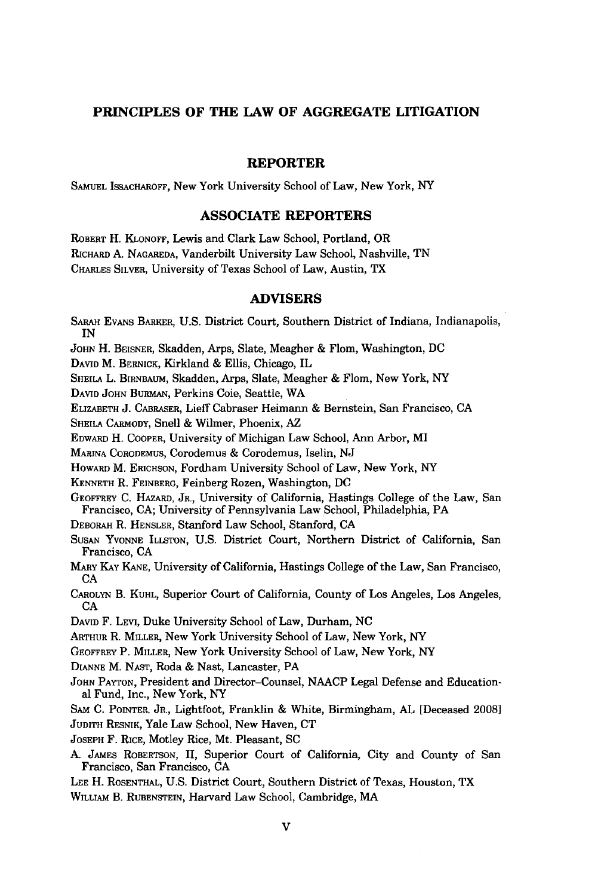# PRINCIPLES OF THE LAW OF AGGREGATE LITIGATION

## REPORTER

SAMUEL ISSACHAROFF, New York University School of Law, New York, NY

## ASSOCIATE REPORTERS

ROBERT H. KLONOFF, Lewis and Clark Law School, Portland, OR

RICHARD A. NAGAREDA, Vanderbilt University Law School, Nashville, TN

CHARLES SILVER, University of Texas School of Law, Austin, TX

## ADVISERS

SARAH EVANS BARKER, U.S. District Court, Southern District of Indiana, Indianapolis, IN

JOHN H. BEISNER, Skadden, Arps, Slate, Meagher & Flom, Washington, DC

DAVID M. BERNICK, Kirkland & Ellis, Chicago, IL

SHEILA L. BIRNBAUM, Skadden, Arps, Slate, Meagher & Flom, New York, NY

DAVID JOHN BURMAN, Perkins Coie, Seattle, WA

ELIZABETH J. CABRASER, Lieff Cabraser Heimann & Bernstein, San Francisco, CA

SHEILA CARMODY, Snell & Wilmer, Phoenix, AZ

EDWARD H. COOPER, University of Michigan Law School, Ann Arbor, MI

MARINA CORODEMUS, Corodemus & Corodemus, Iselin, NJ

HOWARD M. ERICHSON, Fordham University School of Law, New York, NY

KENNETH R. FEINBERG, Feinberg Rozen, Washington, DC

GEOFFREY C. HAZARD, JR., University of California, Hastings College of the Law, San Francisco, CA; University of Pennsylvania Law School, Philadelphia, PA

DEBORAH R. HENSLER, Stanford Law School, Stanford, CA

SUSAN YVONNE ILLSTON, U.S. District Court, Northern District of California, San Francisco, CA

MARY KAY KANE, University of California, Hastings College of the Law, San Francisco, CA

CAROLYN B. KUHL, Superior Court of California, County of Los Angeles, Los Angeles, CA

DAVID F. LEVI, Duke University School of Law, Durham, NC

ARTHUR R. MILLER, New York University School of Law, New York, NY

GEOFFREY P. MILLER, New York University School of Law, New York, NY

DIANNE M. NAST, Roda & Nast, Lancaster, PA

JOHN PAYTON, President and Director–Counsel, NAACP Legal Defense and Educational Fund, Inc., New York, NY

SAM C. POINTER, JR., Lightfoot, Franklin & White, Birmingham, AL [Deceased 2008]

JUDITH RESNIK, Yale Law School, New Haven, CT

JOSEPH F. RICE, Motley Rice, Mt. Pleasant, SC

A. JAMES ROBERTSON, II, Superior Court of California, City and County of San Francisco, San Francisco, CA

LEE H. ROSENTHAL, U.S. District Court, Southern District of Texas, Houston, TX

WILLIAM B. RUBENSTEIN, Harvard Law School, Cambridge, MA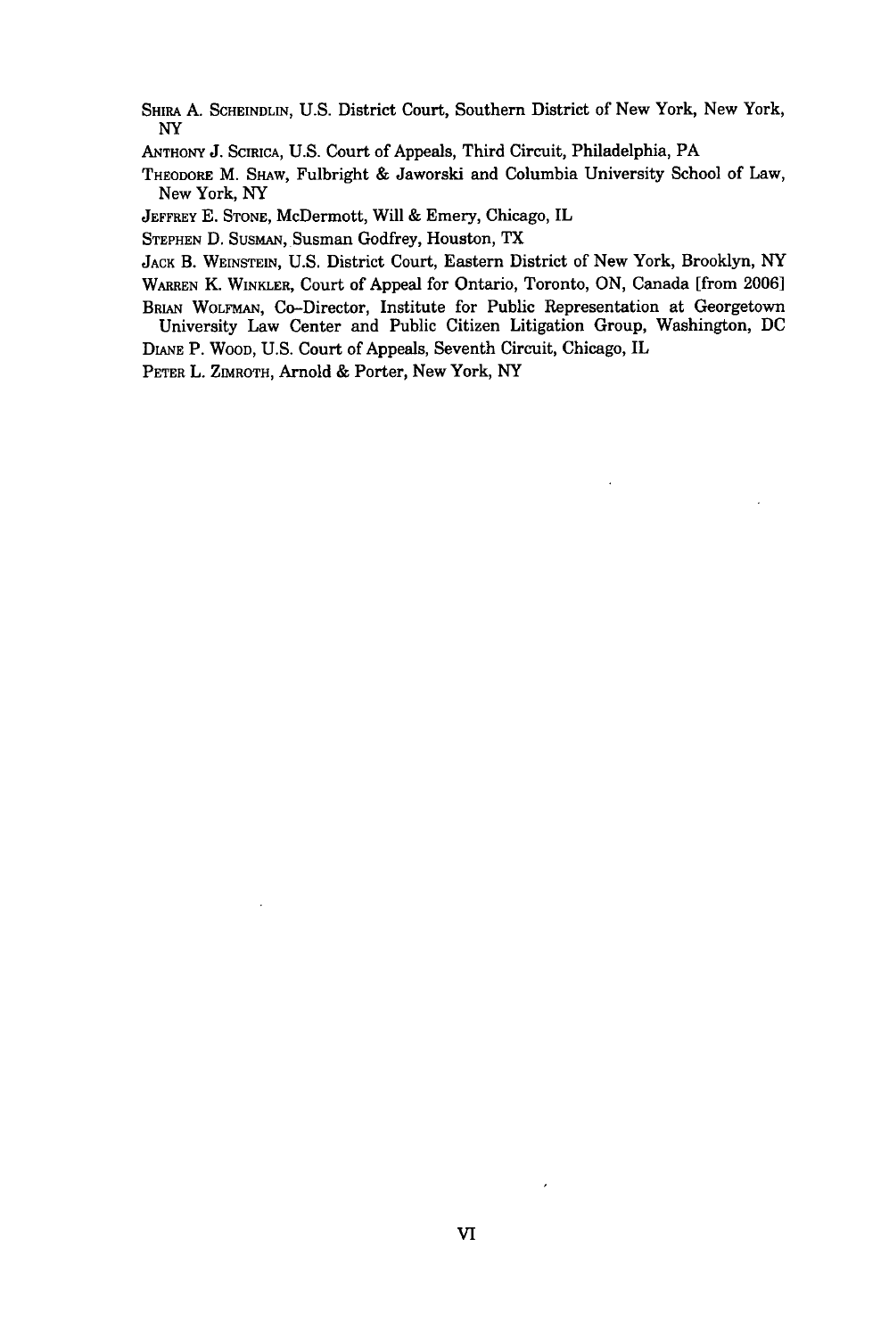SHIRA A. SCHEINDLIN, U.S. District Court, Southern District of New York, New York, NY

ANTHONY J. SCIRICA, U.S. Court of Appeals, Third Circuit, Philadelphia, PA

THEODORE M. SHAW, Fulbright & Jaworski and Columbia University School of Law, New York, NY

JEFFREY E. STONE, McDermott, Will & Emery, Chicago, IL

STEPHEN D. SUSMAN, Susman Godfrey, Houston, TX

JACK B. WEINSTEIN, U.S. District Court, Eastern District of New York, Brooklyn, NY

WARREN K. WINKLER, Court of Appeal for Ontario, Toronto, ON, Canada [from 2006]

BRIAN WOLFMAN, Co-Director, Institute for Public Representation at Georgetown University Law Center and Public Citizen Litigation Group, Washington, DC

DIANE P. WOOD, U.S. Court of Appeals, Seventh Circuit, Chicago, IL

PETER L. ZIMROTH, Arnold & Porter, New York, NY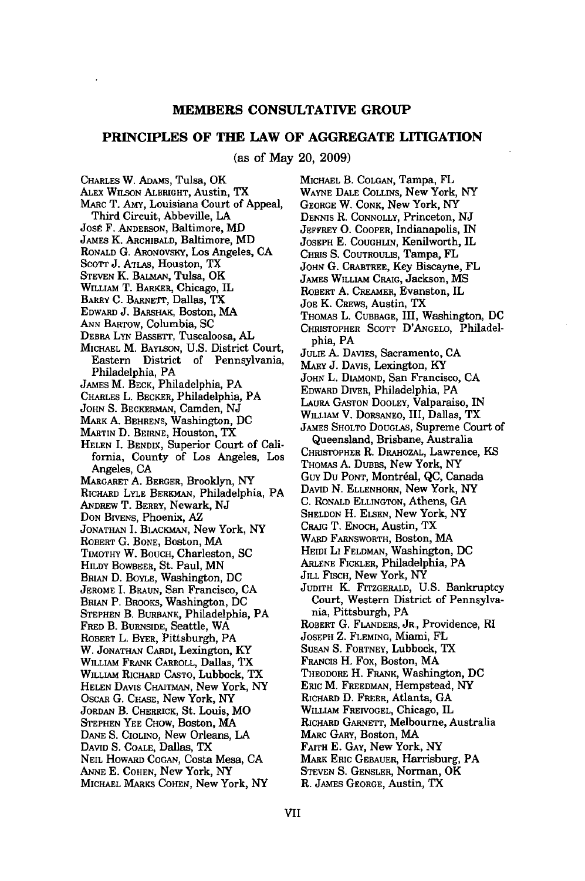## MEMBERS CONSULTATIVE GROUP

## PRINCIPLES OF THE LAW OF AGGREGATE LITIGATION

(as of May 20, 2009)

CHARLES W. ADAMS, Tulsa, OK
ALEX WILSON ALBRIGHT, Austin, TX
MARC T. AMY, Louisiana Court of Appeal, Third Circuit, Abbeville, LA
JOSÉ F. ANDERSON, Baltimore, MD
JAMES K. ARCHIBALD, Baltimore, MD
RONALD G. ARONOVSKY, Los Angeles, CA
SCOTT J. ATLAS, Houston, TX
STEVEN K. BALMAN, Tulsa, OK
WILLIAM T. BARKER, Chicago, IL
BARRY C. BARNETT, Dallas, TX
EDWARD J. BARSHAK, Boston, MA
ANN BARTOW, Columbia, SC
DEBRA LYN BASSETT, Tuscaloosa, AL
MICHAEL M. BAYLSON, U.S. District Court, Eastern District of Pennsylvania, Philadelphia, PA
JAMES M. BECK, Philadelphia, PA
CHARLES L. BECKER, Philadelphia, PA
JOHN S. BECKERMAN, Camden, NJ
MARK A. BEHRENS, Washington, DC
MARTIN D. BEIRNE, Houston, TX
HELEN I. BENDIX, Superior Court of California, County of Los Angeles, Los Angeles, CA
MARGARET A. BERGER, Brooklyn, NY
RICHARD LYLE BERKMAN, Philadelphia, PA
ANDREW T. BERRY, Newark, NJ
DON BIVENS, Phoenix, AZ
JONATHAN I. BLACKMAN, New York, NY
ROBERT G. BONE, Boston, MA
TIMOTHY W. BOUCH, Charleston, SC
HILDY BOWBEER, St. Paul, MN
BRIAN D. BOYLE, Washington, DC
JEROME I. BRAUN, San Francisco, CA
BRIAN P. BROOKS, Washington, DC
STEPHEN B. BURBANK, Philadelphia, PA
FRED B. BURNSIDE, Seattle, WA
ROBERT L. BYER, Pittsburgh, PA
W. JONATHAN CARDI, Lexington, KY
WILLIAM FRANK CARROLL, Dallas, TX
WILLIAM RICHARD CASTO, Lubbock, TX
HELEN DAVIS CHAITMAN, New York, NY
OSCAR G. CHASE, New York, NY
JORDAN B. CHERRICK, St. Louis, MO
STEPHEN YEE CHOW, Boston, MA
DANE S. CIOLINO, New Orleans, LA
DAVID S. COALE, Dallas, TX
NEIL HOWARD COGAN, Costa Mesa, CA
ANNE E. COHEN, New York, NY
MICHAEL MARKS COHEN, New York, NY
MICHAEL B. COLGAN, Tampa, FL
WAYNE DALE COLLINS, New York, NY
GEORGE W. CONK, New York, NY
DENNIS R. CONNOLLY, Princeton, NJ
JEFFREY O. COOPER, Indianapolis, IN
JOSEPH E. COUGHLIN, Kenilworth, IL
CHRIS S. COUTROULIS, Tampa, FL
JOHN G. CRABTREE, Key Biscayne, FL
JAMES WILLIAM CRAIG, Jackson, MS
ROBERT A. CREAMER, Evanston, IL
JOE K. CREWS, Austin, TX
THOMAS L. CUBBAGE, III, Washington, DC
CHRISTOPHER SCOTT D'ANGELO, Philadelphia, PA
JULIE A. DAVIES, Sacramento, CA
MARY J. DAVIS, Lexington, KY
JOHN L. DIAMOND, San Francisco, CA
EDWARD DIVER, Philadelphia, PA
LAURA GASTON DOOLEY, Valparaiso, IN
WILLIAM V. DORSANEO, III, Dallas, TX
JAMES SHOLTO DOUGLAS, Supreme Court of Queensland, Brisbane, Australia
CHRISTOPHER R. DRAHOZAL, Lawrence, KS
THOMAS A. DUBBS, New York, NY
GUY DU PONT, Montréal, QC, Canada
DAVID N. ELLENHORN, New York, NY
C. RONALD ELLINGTON, Athens, GA
SHELDON H. ELSEN, New York, NY
CRAIG T. ENOCH, Austin, TX
WARD FARNSWORTH, Boston, MA
HEIDI LI FELDMAN, Washington, DC
ARLENE FICKLER, Philadelphia, PA
JILL FISCH, New York, NY
JUDITH K. FITZGERALD, U.S. Bankruptcy Court, Western District of Pennsylvania, Pittsburgh, PA
ROBERT G. FLANDERS, JR., Providence, RI
JOSEPH Z. FLEMING, Miami, FL
SUSAN S. FORTNEY, Lubbock, TX
FRANCIS H. FOX, Boston, MA
THEODORE H. FRANK, Washington, DC
ERIC M. FREEDMAN, Hempstead, NY
RICHARD D. FREER, Atlanta, GA
WILLIAM FREIVOGEL, Chicago, IL
RICHARD GARNETT, Melbourne, Australia
MARC GARY, Boston, MA
FAITH E. GAY, New York, NY
MARK ERIC GEBAUER, Harrisburg, PA
STEVEN S. GENSLER, Norman, OK
R. JAMES GEORGE, Austin, TX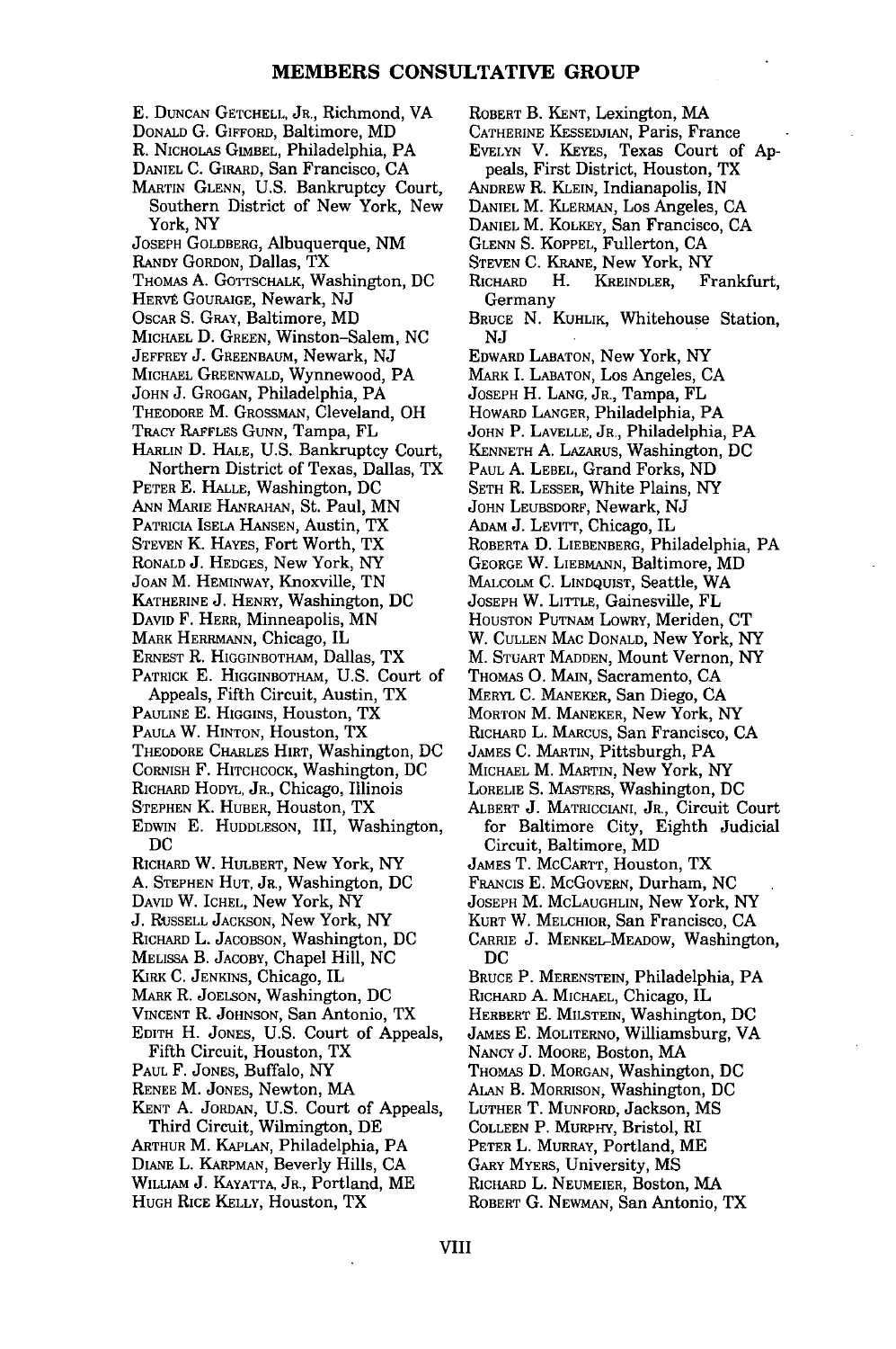## MEMBERS CONSULTATIVE GROUP

E. DUNCAN GETCHELL, JR., Richmond, VA
DONALD G. GIFFORD, Baltimore, MD
R. NICHOLAS GIMBEL, Philadelphia, PA
DANIEL C. GIRARD, San Francisco, CA
MARTIN GLENN, U.S. Bankruptcy Court, Southern District of New York, New York, NY
JOSEPH GOLDBERG, Albuquerque, NM
RANDY GORDON, Dallas, TX
THOMAS A. GOTTSCHALK, Washington, DC
HERVÉ GOURAIGE, Newark, NJ
OSCAR S. GRAY, Baltimore, MD
MICHAEL D. GREEN, Winston-Salem, NC
JEFFREY J. GREENBAUM, Newark, NJ
MICHAEL GREENWALD, Wynnewood, PA
JOHN J. GROGAN, Philadelphia, PA
THEODORE M. GROSSMAN, Cleveland, OH
TRACY RAFFLES GUNN, Tampa, FL
HARLIN D. HALE, U.S. Bankruptcy Court, Northern District of Texas, Dallas, TX
PETER E. HALLE, Washington, DC
ANN MARIE HANRAHAN, St. Paul, MN
PATRICIA ISELA HANSEN, Austin, TX
STEVEN K. HAYES, Fort Worth, TX
RONALD J. HEDGES, New York, NY
JOAN M. HEMINWAY, Knoxville, TN
KATHERINE J. HENRY, Washington, DC
DAVID F. HERR, Minneapolis, MN
MARK HERRMANN, Chicago, IL
ERNEST R. HIGGINBOTHAM, Dallas, TX
PATRICK E. HIGGINBOTHAM, U.S. Court of Appeals, Fifth Circuit, Austin, TX
PAULINE E. HIGGINS, Houston, TX
PAULA W. HINTON, Houston, TX
THEODORE CHARLES HIRT, Washington, DC
CORNISH F. HITCHCOCK, Washington, DC
RICHARD HODYL, JR., Chicago, Illinois
STEPHEN K. HUBER, Houston, TX
EDWIN E. HUDDLESON, III, Washington, DC
RICHARD W. HULBERT, New York, NY
A. STEPHEN HUT, JR., Washington, DC
DAVID W. ICHEL, New York, NY
J. RUSSELL JACKSON, New York, NY
RICHARD L. JACOBSON, Washington, DC
MELISSA B. JACOBY, Chapel Hill, NC
KIRK C. JENKINS, Chicago, IL
MARK R. JOELSON, Washington, DC
VINCENT R. JOHNSON, San Antonio, TX
EDITH H. JONES, U.S. Court of Appeals, Fifth Circuit, Houston, TX
PAUL F. JONES, Buffalo, NY
RENEE M. JONES, Newton, MA
KENT A. JORDAN, U.S. Court of Appeals, Third Circuit, Wilmington, DE
ARTHUR M. KAPLAN, Philadelphia, PA
DIANE L. KARPMAN, Beverly Hills, CA
WILLIAM J. KAYATTA, JR., Portland, ME
HUGH RICE KELLY, Houston, TX
ROBERT B. KENT, Lexington, MA
CATHERINE KESSEDJIAN, Paris, France
EVELYN V. KEYES, Texas Court of Appeals, First District, Houston, TX
ANDREW R. KLEIN, Indianapolis, IN
DANIEL M. KLERMAN, Los Angeles, CA
DANIEL M. KOLKEY, San Francisco, CA
GLENN S. KOPPEL, Fullerton, CA
STEVEN C. KRANE, New York, NY
RICHARD H. KREINDLER, Frankfurt, Germany
BRUCE N. KUHLIK, Whitehouse Station, NJ
EDWARD LABATON, New York, NY
MARK I. LABATON, Los Angeles, CA
JOSEPH H. LANG, JR., Tampa, FL
HOWARD LANGER, Philadelphia, PA
JOHN P. LAVELLE, JR., Philadelphia, PA
KENNETH A. LAZARUS, Washington, DC
PAUL A. LEBEL, Grand Forks, ND
SETH R. LESSER, White Plains, NY
JOHN LEUBSDORF, Newark, NJ
ADAM J. LEVITT, Chicago, IL
ROBERTA D. LIEBENBERG, Philadelphia, PA
GEORGE W. LIEBMANN, Baltimore, MD
MALCOLM C. LINDQUIST, Seattle, WA
JOSEPH W. LITTLE, Gainesville, FL
HOUSTON PUTNAM LOWRY, Meriden, CT
W. CULLEN MAC DONALD, New York, NY
M. STUART MADDEN, Mount Vernon, NY
THOMAS O. MAIN, Sacramento, CA
MERYL C. MANEKER, San Diego, CA
MORTON M. MANEKER, New York, NY
RICHARD L. MARCUS, San Francisco, CA
JAMES C. MARTIN, Pittsburgh, PA
MICHAEL M. MARTIN, New York, NY
LORELIE S. MASTERS, Washington, DC
ALBERT J. MATRICCIANI, JR., Circuit Court for Baltimore City, Eighth Judicial Circuit, Baltimore, MD
JAMES T. MCCARTT, Houston, TX
FRANCIS E. MCGOVERN, Durham, NC
JOSEPH M. MCLAUGHLIN, New York, NY
KURT W. MELCHIOR, San Francisco, CA
CARRIE J. MENKEL-MEADOW, Washington, DC
BRUCE P. MERENSTEIN, Philadelphia, PA
RICHARD A. MICHAEL, Chicago, IL
HERBERT E. MILSTEIN, Washington, DC
JAMES E. MOLITERNO, Williamsburg, VA
NANCY J. MOORE, Boston, MA
THOMAS D. MORGAN, Washington, DC
ALAN B. MORRISON, Washington, DC
LUTHER T. MUNFORD, Jackson, MS
COLLEEN P. MURPHY, Bristol, RI
PETER L. MURRAY, Portland, ME
GARY MYERS, University, MS
RICHARD L. NEUMEIER, Boston, MA
ROBERT G. NEWMAN, San Antonio, TX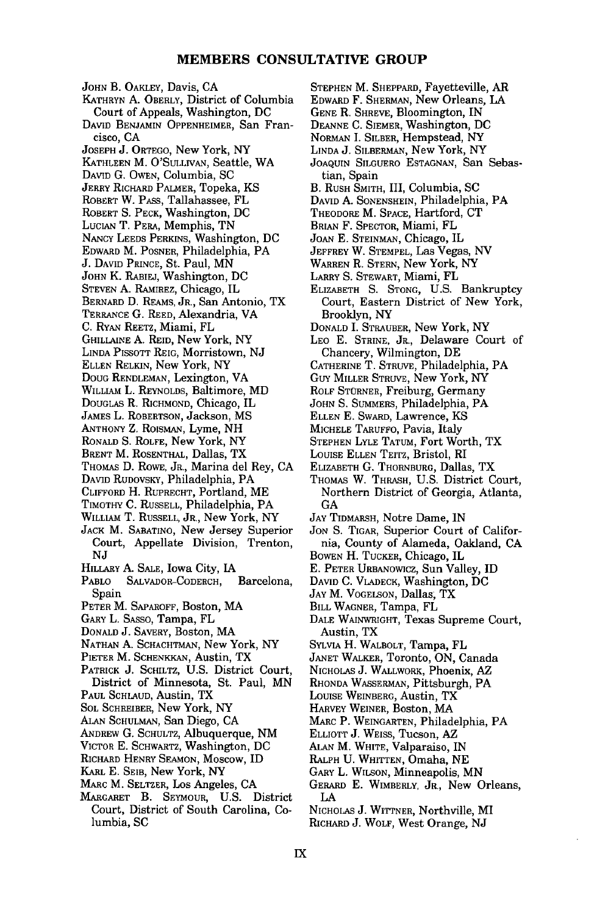## MEMBERS CONSULTATIVE GROUP

JOHN B. OAKLEY, Davis, CA
KATHRYN A. OBERLY, District of Columbia Court of Appeals, Washington, DC
DAVID BENJAMIN OPPENHEIMER, San Francisco, CA
JOSEPH J. ORTEGO, New York, NY
KATHLEEN M. O'SULLIVAN, Seattle, WA
DAVID G. OWEN, Columbia, SC
JERRY RICHARD PALMER, Topeka, KS
ROBERT W. PASS, Tallahassee, FL
ROBERT S. PECK, Washington, DC
LUCIAN T. PERA, Memphis, TN
NANCY LEEDS PERKINS, Washington, DC
EDWARD M. POSNER, Philadelphia, PA
J. DAVID PRINCE, St. Paul, MN
JOHN K. RABIEJ, Washington, DC
STEVEN A. RAMIREZ, Chicago, IL
BERNARD D. REAMS, JR., San Antonio, TX
TERRANCE G. REED, Alexandria, VA
C. RYAN REETZ, Miami, FL
GHILLAINE A. REID, New York, NY
LINDA PISSOTT REIG, Morristown, NJ
ELLEN RELKIN, New York, NY
DOUG RENDLEMAN, Lexington, VA
WILLIAM L. REYNOLDS, Baltimore, MD
DOUGLAS R. RICHMOND, Chicago, IL
JAMES L. ROBERTSON, Jackson, MS
ANTHONY Z. ROISMAN, Lyme, NH
RONALD S. ROLFE, New York, NY
BRENT M. ROSENTHAL, Dallas, TX
THOMAS D. ROWE, JR., Marina del Rey, CA
DAVID RUDOVSKY, Philadelphia, PA
CLIFFORD H. RUPRECHT, Portland, ME
TIMOTHY C. RUSSELL, Philadelphia, PA
WILLIAM T. RUSSELL, JR., New York, NY
JACK M. SABATINO, New Jersey Superior Court, Appellate Division, Trenton, NJ
HILLARY A. SALE, Iowa City, IA
PABLO SALVADOR-CODERCH, Barcelona, Spain
PETER M. SAPAROFF, Boston, MA
GARY L. SASSO, Tampa, FL
DONALD J. SAVERY, Boston, MA
NATHAN A. SCHACHTMAN, New York, NY
PIETER M. SCHENKKAN, Austin, TX
PATRICK J. SCHILTZ, U.S. District Court, District of Minnesota, St. Paul, MN
PAUL SCHLAUD, Austin, TX
SOL SCHREIBER, New York, NY
ALAN SCHULMAN, San Diego, CA
ANDREW G. SCHULTZ, Albuquerque, NM
VICTOR E. SCHWARTZ, Washington, DC
RICHARD HENRY SEAMON, Moscow, ID
KARL E. SEIB, New York, NY
MARC M. SELTZER, Los Angeles, CA
MARGARET B. SEYMOUR, U.S. District Court, District of South Carolina, Columbia, SC
STEPHEN M. SHEPPARD, Fayetteville, AR
EDWARD F. SHERMAN, New Orleans, LA
GENE R. SHREVE, Bloomington, IN
DEANNE C. SIEMER, Washington, DC
NORMAN I. SILBER, Hempstead, NY
LINDA J. SILBERMAN, New York, NY
JOAQUIN SILGUERO ESTAGNAN, San Sebastian, Spain
B. RUSH SMITH, III, Columbia, SC
DAVID A. SONENSHEIN, Philadelphia, PA
THEODORE M. SPACE, Hartford, CT
BRIAN F. SPECTOR, Miami, FL
JOAN E. STEINMAN, Chicago, IL
JEFFREY W. STEMPEL, Las Vegas, NV
WARREN R. STERN, New York, NY
LARRY S. STEWART, Miami, FL
ELIZABETH S. STONG, U.S. Bankruptcy Court, Eastern District of New York, Brooklyn, NY
DONALD I. STRAUBER, New York, NY
LEO E. STRINE, JR., Delaware Court of Chancery, Wilmington, DE
CATHERINE T. STRUVE, Philadelphia, PA
GUY MILLER STRUVE, New York, NY
ROLF STÜRNER, Freiburg, Germany
JOHN S. SUMMERS, Philadelphia, PA
ELLEN E. SWARD, Lawrence, KS
MICHELE TARUFFO, Pavia, Italy
STEPHEN LYLE TATUM, Fort Worth, TX
LOUISE ELLEN TEITZ, Bristol, RI
ELIZABETH G. THORNBURG, Dallas, TX
THOMAS W. THRASH, U.S. District Court, Northern District of Georgia, Atlanta, GA
JAY TIDMARSH, Notre Dame, IN
JON S. TIGAR, Superior Court of California, County of Alameda, Oakland, CA
BOWEN H. TUCKER, Chicago, IL
E. PETER URBANOWICZ, Sun Valley, ID
DAVID C. VLADECK, Washington, DC
JAY M. VOGELSON, Dallas, TX
BILL WAGNER, Tampa, FL
DALE WAINWRIGHT, Texas Supreme Court, Austin, TX
SYLVIA H. WALBOLT, Tampa, FL
JANET WALKER, Toronto, ON, Canada
NICHOLAS J. WALLWORK, Phoenix, AZ
RHONDA WASSERMAN, Pittsburgh, PA
LOUISE WEINBERG, Austin, TX
HARVEY WEINER, Boston, MA
MARC P. WEINGARTEN, Philadelphia, PA
ELLIOTT J. WEISS, Tucson, AZ
ALAN M. WHITE, Valparaiso, IN
RALPH U. WHITTEN, Omaha, NE
GARY L. WILSON, Minneapolis, MN
GERARD E. WIMBERLY, JR., New Orleans, LA
NICHOLAS J. WITTNER, Northville, MI
RICHARD J. WOLF, West Orange, NJ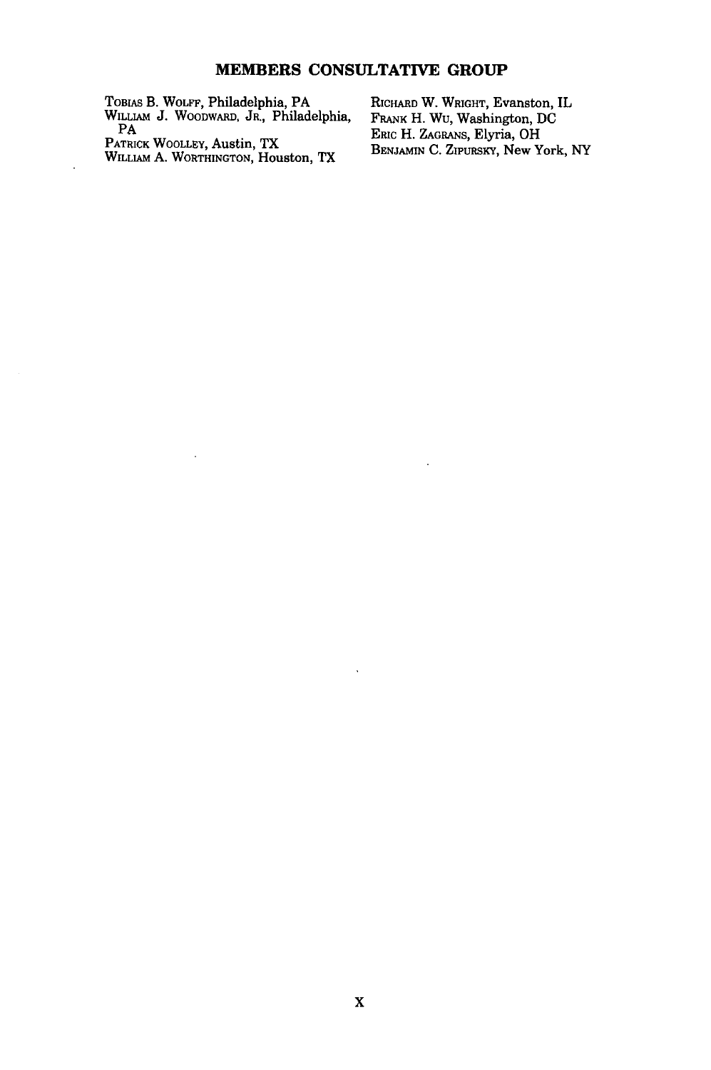## MEMBERS CONSULTATIVE GROUP

TOBIAS B. WOLFF, Philadelphia, PA
WILLIAM J. WOODWARD, JR., Philadelphia, PA
PATRICK WOOLLEY, Austin, TX
WILLIAM A. WORTHINGTON, Houston, TX
RICHARD W. WRIGHT, Evanston, IL
FRANK H. WU, Washington, DC
ERIC H. ZAGRANS, Elyria, OH
BENJAMIN C. ZIPURSKY, New York, NY